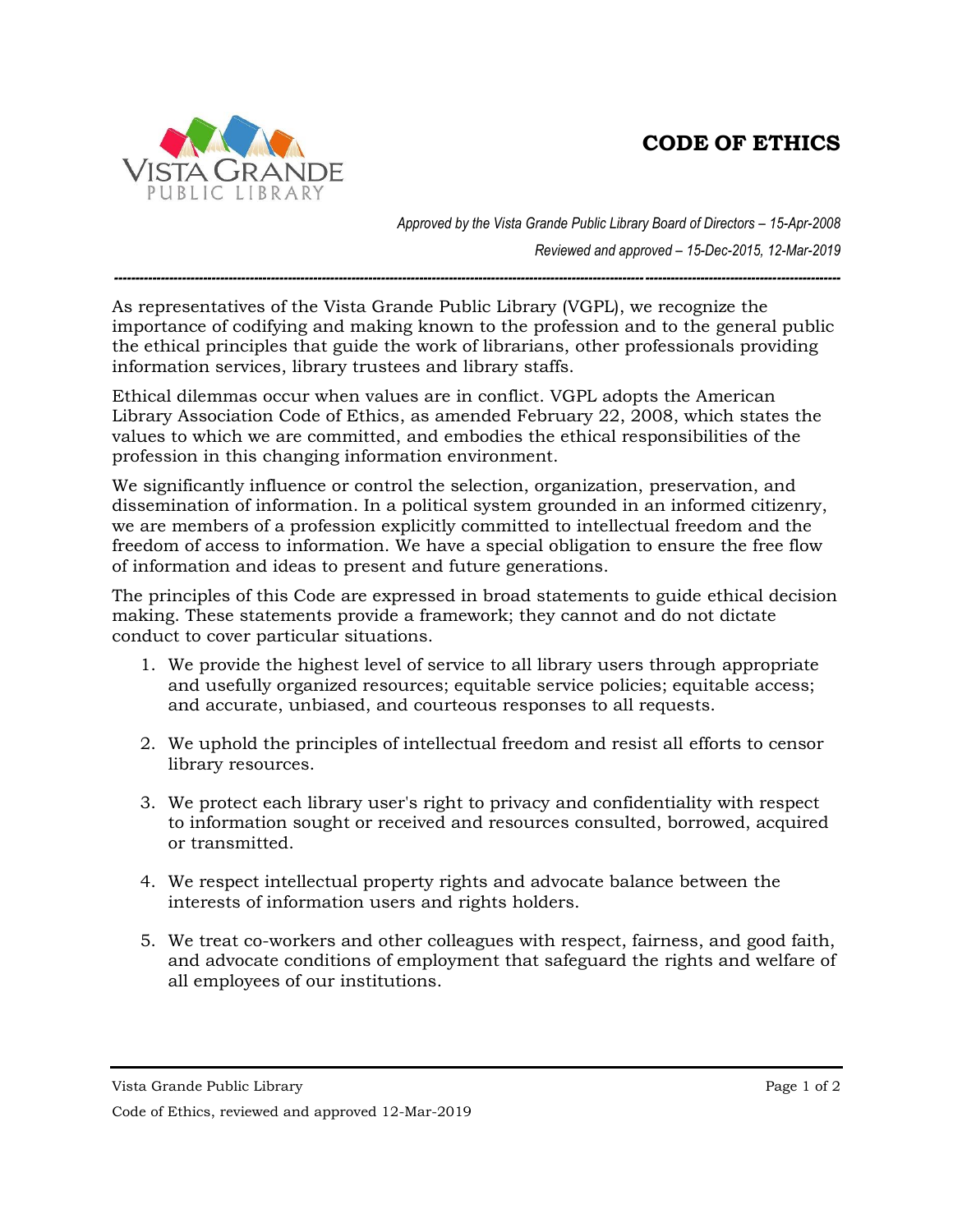# CODE OF ETHICS

*Approved by the Vista Grande Public Library Board of Directors – 15-Apr-2008*

*Reviewed and approved – 15-Dec-2015, 12-Mar-2019*

---

As representatives of the Vista Grande Public Library (VGPL), we recognize the importance of codifying and making known to the profession and to the general public the ethical principles that guide the work of librarians, other professionals providing information services, library trustees and library staffs.

Ethical dilemmas occur when values are in conflict. VGPL adopts the American Library Association Code of Ethics, as amended February 22, 2008, which states the values to which we are committed, and embodies the ethical responsibilities of the profession in this changing information environment.

We significantly influence or control the selection, organization, preservation, and dissemination of information. In a political system grounded in an informed citizenry, we are members of a profession explicitly committed to intellectual freedom and the freedom of access to information. We have a special obligation to ensure the free flow of information and ideas to present and future generations.

The principles of this Code are expressed in broad statements to guide ethical decision making. These statements provide a framework; they cannot and do not dictate conduct to cover particular situations.

1. We provide the highest level of service to all library users through appropriate and usefully organized resources; equitable service policies; equitable access; and accurate, unbiased, and courteous responses to all requests.

2. We uphold the principles of intellectual freedom and resist all efforts to censor library resources.

3. We protect each library user's right to privacy and confidentiality with respect to information sought or received and resources consulted, borrowed, acquired or transmitted.

4. We respect intellectual property rights and advocate balance between the interests of information users and rights holders.

5. We treat co-workers and other colleagues with respect, fairness, and good faith, and advocate conditions of employment that safeguard the rights and welfare of all employees of our institutions.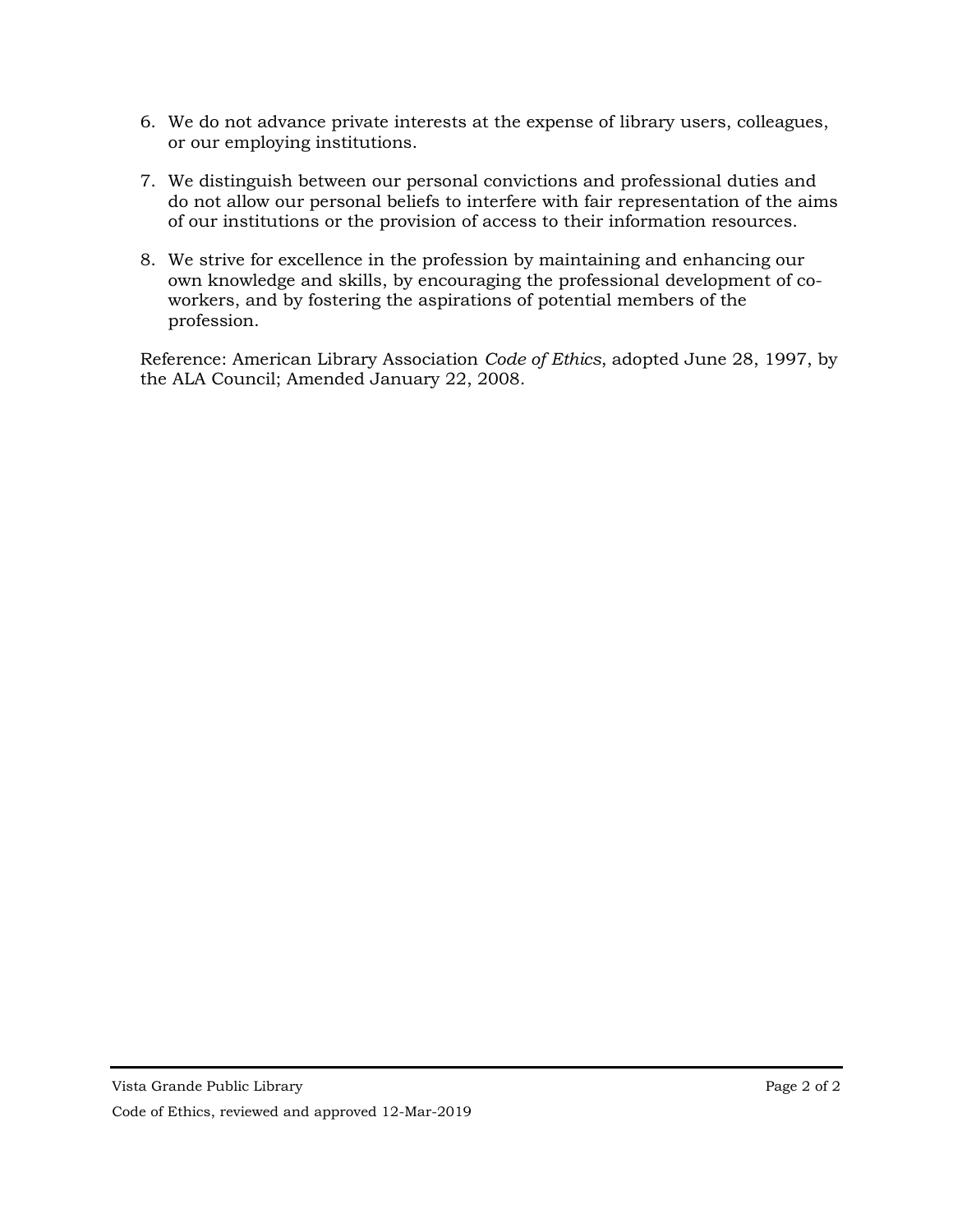6. We do not advance private interests at the expense of library users, colleagues, or our employing institutions.

7. We distinguish between our personal convictions and professional duties and do not allow our personal beliefs to interfere with fair representation of the aims of our institutions or the provision of access to their information resources.

8. We strive for excellence in the profession by maintaining and enhancing our own knowledge and skills, by encouraging the professional development of co-workers, and by fostering the aspirations of potential members of the profession.

Reference: American Library Association *Code of Ethics*, adopted June 28, 1997, by the ALA Council; Amended January 22, 2008.